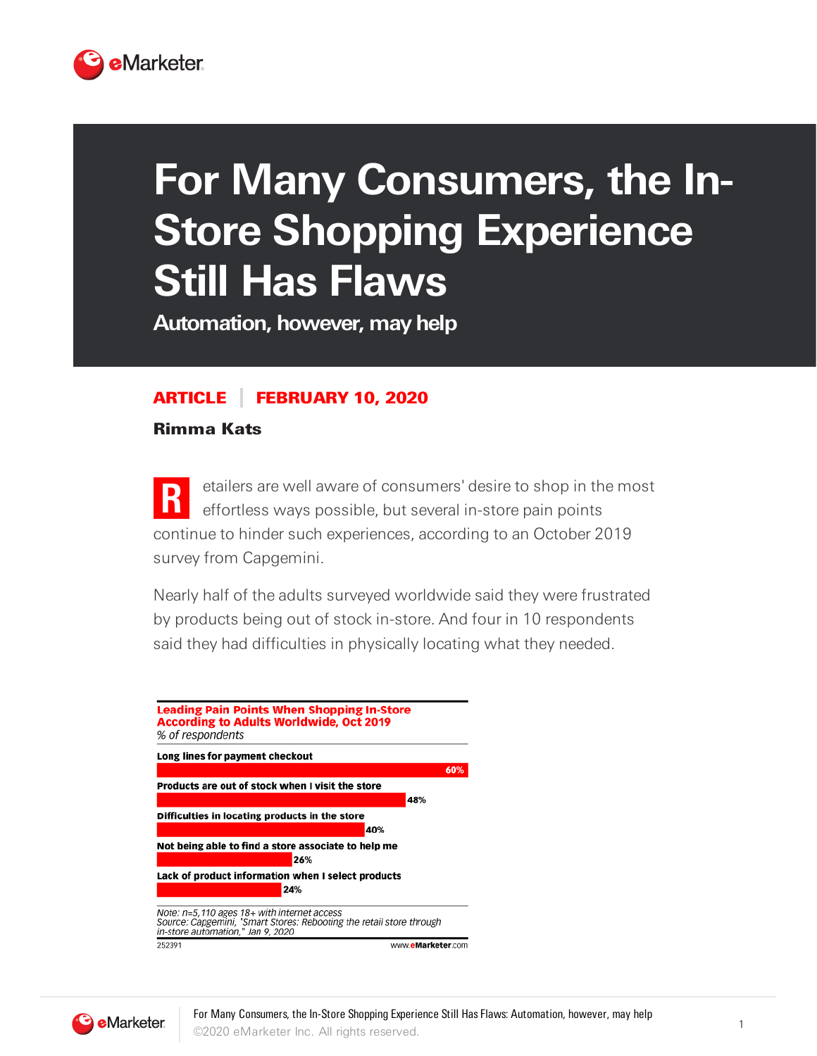# For Many Consumers, the In-Store Shopping Experience Still Has Flaws

## Automation, however, may help

**ARTICLE | FEBRUARY 10, 2020**

**Rimma Kats**

Retailers are well aware of consumers' desire to shop in the most effortless ways possible, but several in-store pain points continue to hinder such experiences, according to an October 2019 survey from Capgemini.

Nearly half of the adults surveyed worldwide said they were frustrated by products being out of stock in-store. And four in 10 respondents said they had difficulties in physically locating what they needed.

**Leading Pain Points When Shopping In-Store According to Adults Worldwide, Oct 2019**
*% of respondents*

| Pain point | % of respondents |
|---|---|
| Long lines for payment checkout | 60% |
| Products are out of stock when I visit the store | 48% |
| Difficulties in locating products in the store | 40% |
| Not being able to find a store associate to help me | 26% |
| Lack of product information when I select products | 24% |

*Note: n=5,110 ages 18+ with internet access*
*Source: Capgemini, "Smart Stores: Rebooting the retail store through in-store automation," Jan 9, 2020*

252391 www.eMarketer.com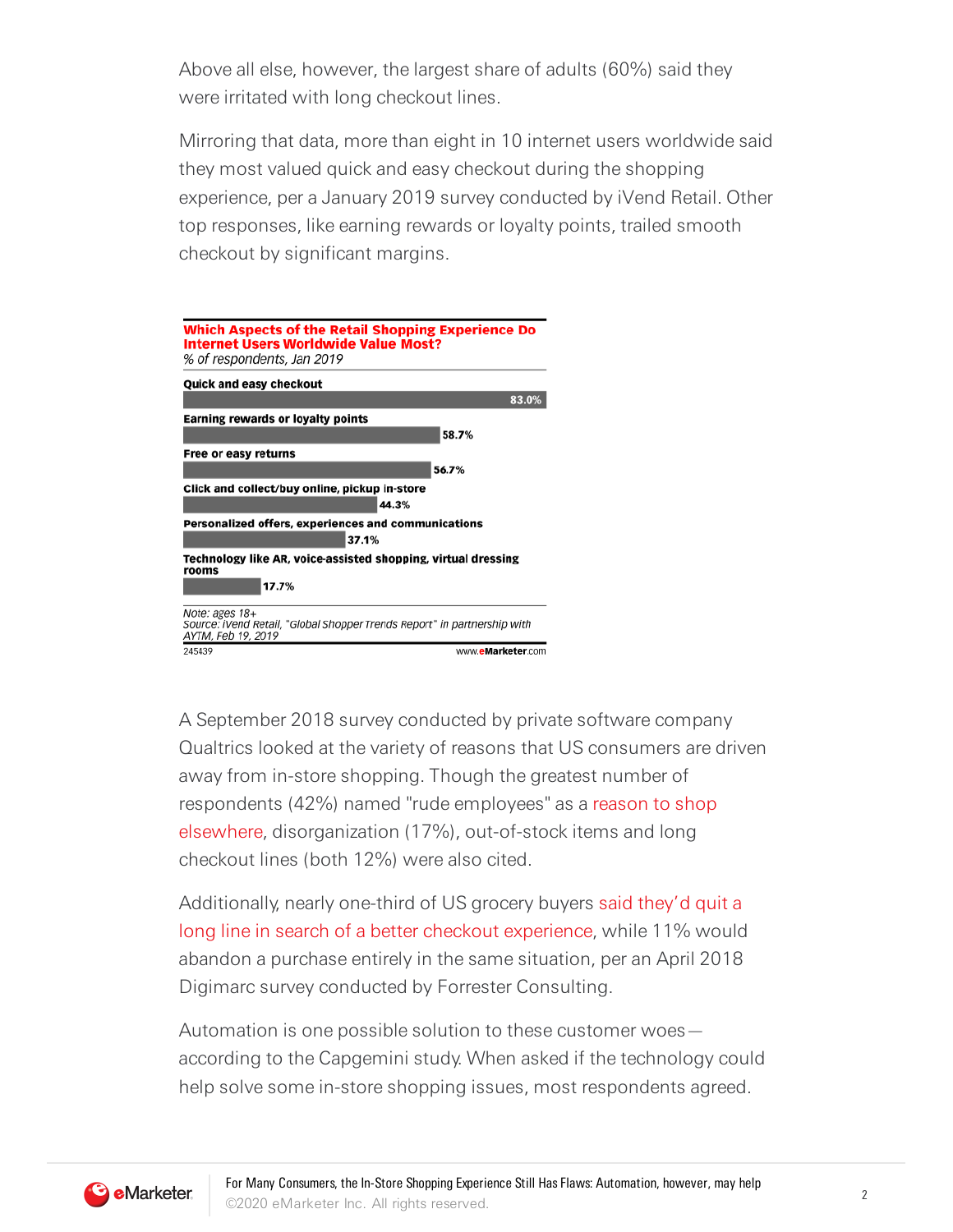Above all else, however, the largest share of adults (60%) said they were irritated with long checkout lines.

Mirroring that data, more than eight in 10 internet users worldwide said they most valued quick and easy checkout during the shopping experience, per a January 2019 survey conducted by iVend Retail. Other top responses, like earning rewards or loyalty points, trailed smooth checkout by significant margins.

**Which Aspects of the Retail Shopping Experience Do Internet Users Worldwide Value Most?**

*% of respondents, Jan 2019*

| Aspect | % of respondents |
|---|---|
| Quick and easy checkout | 83.0% |
| Earning rewards or loyalty points | 58.7% |
| Free or easy returns | 56.7% |
| Click and collect/buy online, pickup in-store | 44.3% |
| Personalized offers, experiences and communications | 37.1% |
| Technology like AR, voice-assisted shopping, virtual dressing rooms | 17.7% |

*Note: ages 18+*
*Source: iVend Retail, "Global Shopper Trends Report" in partnership with AYTM, Feb 19, 2019*

245439 www.eMarketer.com

A September 2018 survey conducted by private software company Qualtrics looked at the variety of reasons that US consumers are driven away from in-store shopping. Though the greatest number of respondents (42%) named "rude employees" as a reason to shop elsewhere, disorganization (17%), out-of-stock items and long checkout lines (both 12%) were also cited.

Additionally, nearly one-third of US grocery buyers said they'd quit a long line in search of a better checkout experience, while 11% would abandon a purchase entirely in the same situation, per an April 2018 Digimarc survey conducted by Forrester Consulting.

Automation is one possible solution to these customer woes—according to the Capgemini study. When asked if the technology could help solve some in-store shopping issues, most respondents agreed.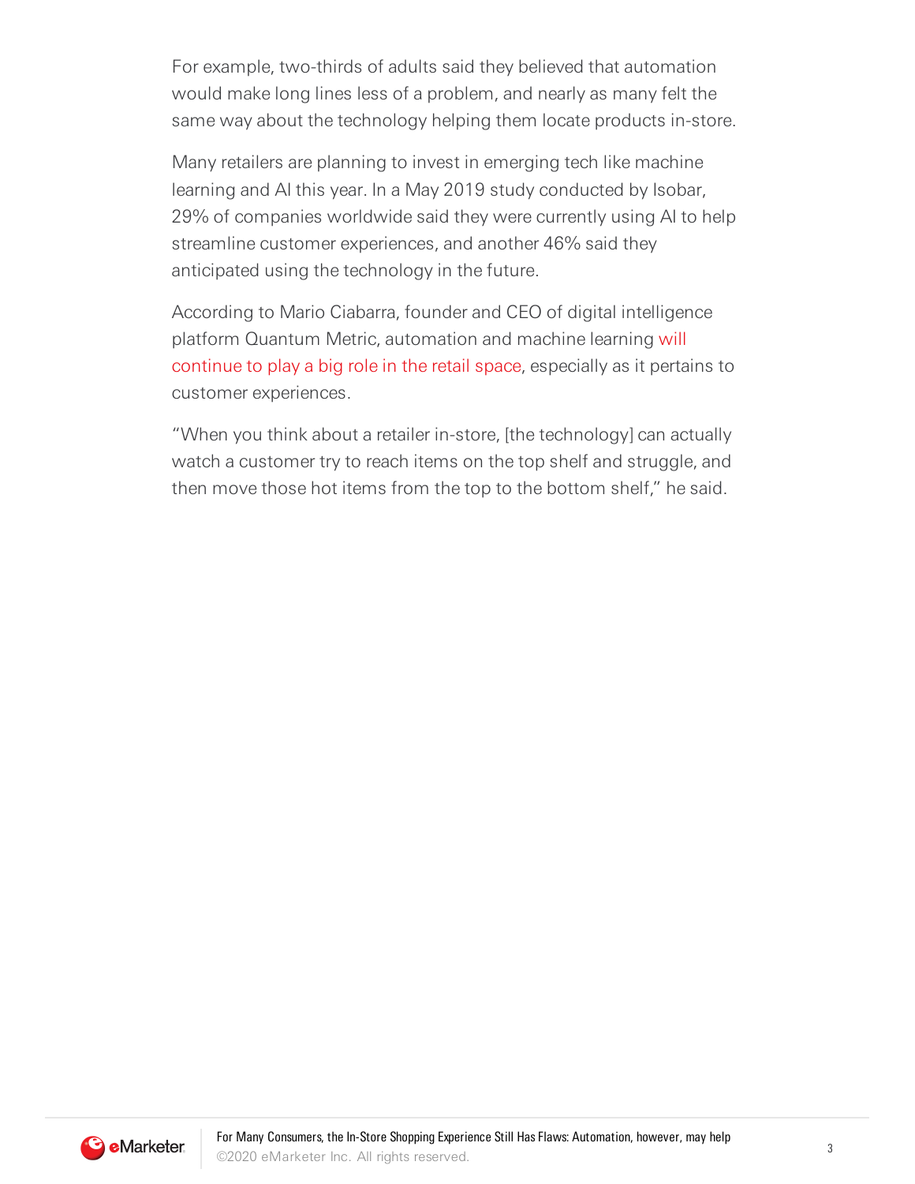For example, two-thirds of adults said they believed that automation would make long lines less of a problem, and nearly as many felt the same way about the technology helping them locate products in-store.

Many retailers are planning to invest in emerging tech like machine learning and AI this year. In a May 2019 study conducted by Isobar, 29% of companies worldwide said they were currently using AI to help streamline customer experiences, and another 46% said they anticipated using the technology in the future.

According to Mario Ciabarra, founder and CEO of digital intelligence platform Quantum Metric, automation and machine learning will continue to play a big role in the retail space, especially as it pertains to customer experiences.

"When you think about a retailer in-store, [the technology] can actually watch a customer try to reach items on the top shelf and struggle, and then move those hot items from the top to the bottom shelf," he said.